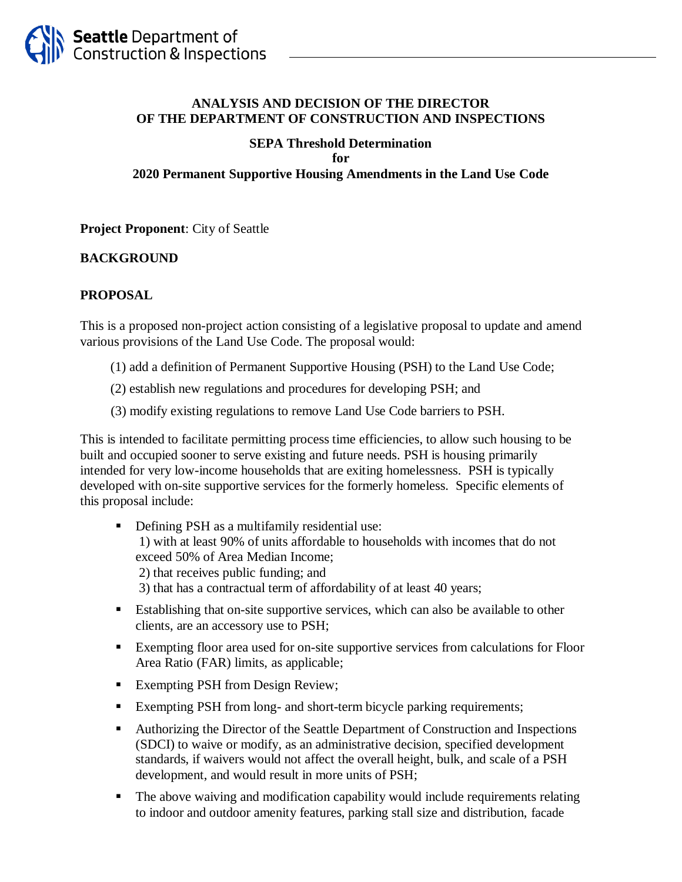**ANALYSIS AND DECISION OF THE DIRECTOR OF THE DEPARTMENT OF CONSTRUCTION AND INSPECTIONS**

**SEPA Threshold Determination for 2020 Permanent Supportive Housing Amendments in the Land Use Code**

**Project Proponent**: City of Seattle

## BACKGROUND

## PROPOSAL

This is a proposed non-project action consisting of a legislative proposal to update and amend various provisions of the Land Use Code. The proposal would:

(1) add a definition of Permanent Supportive Housing (PSH) to the Land Use Code;

(2) establish new regulations and procedures for developing PSH; and

(3) modify existing regulations to remove Land Use Code barriers to PSH.

This is intended to facilitate permitting process time efficiencies, to allow such housing to be built and occupied sooner to serve existing and future needs. PSH is housing primarily intended for very low-income households that are exiting homelessness. PSH is typically developed with on-site supportive services for the formerly homeless. Specific elements of this proposal include:

- Defining PSH as a multifamily residential use:
  1) with at least 90% of units affordable to households with incomes that do not exceed 50% of Area Median Income;
  2) that receives public funding; and
  3) that has a contractual term of affordability of at least 40 years;
- Establishing that on-site supportive services, which can also be available to other clients, are an accessory use to PSH;
- Exempting floor area used for on-site supportive services from calculations for Floor Area Ratio (FAR) limits, as applicable;
- Exempting PSH from Design Review;
- Exempting PSH from long- and short-term bicycle parking requirements;
- Authorizing the Director of the Seattle Department of Construction and Inspections (SDCI) to waive or modify, as an administrative decision, specified development standards, if waivers would not affect the overall height, bulk, and scale of a PSH development, and would result in more units of PSH;
- The above waiving and modification capability would include requirements relating to indoor and outdoor amenity features, parking stall size and distribution, facade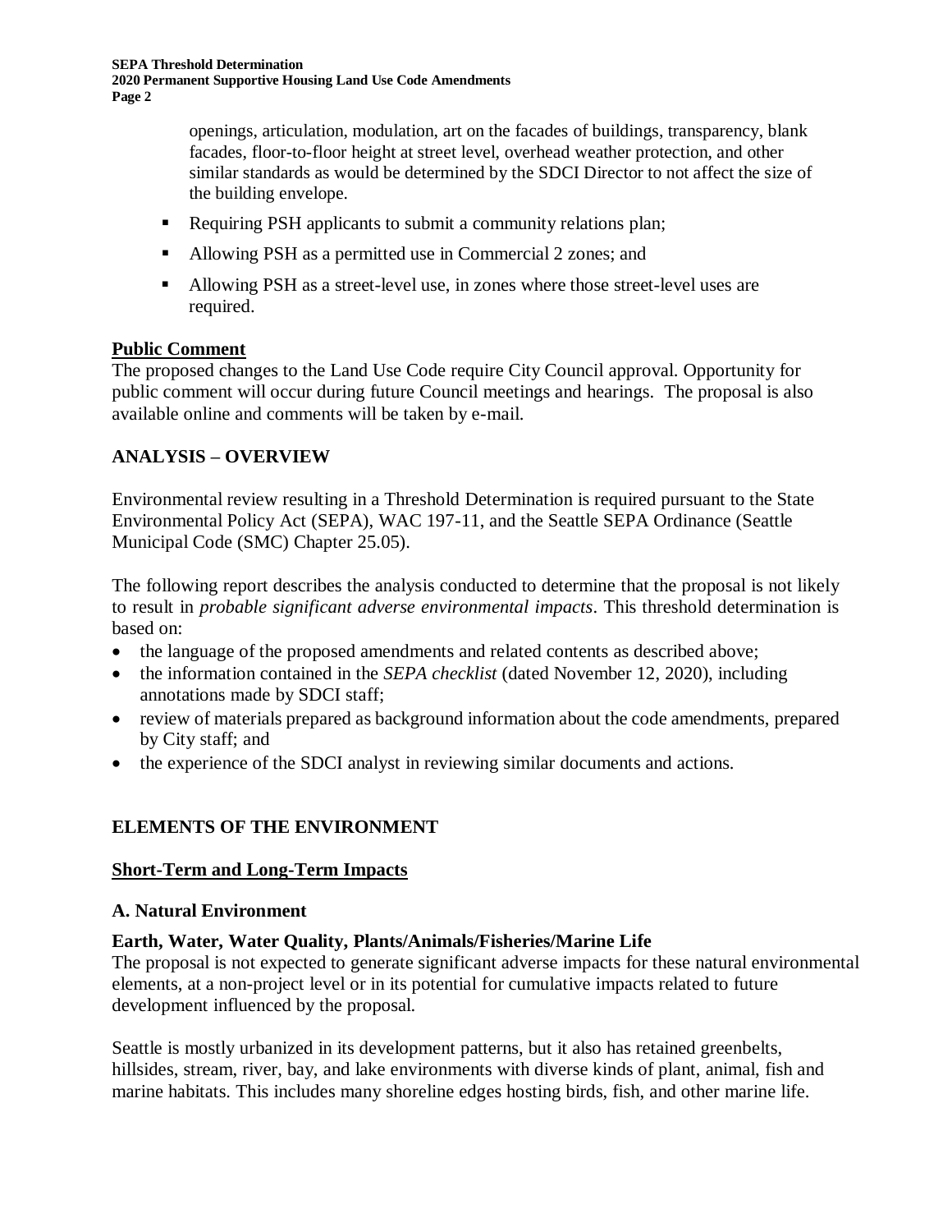openings, articulation, modulation, art on the facades of buildings, transparency, blank facades, floor-to-floor height at street level, overhead weather protection, and other similar standards as would be determined by the SDCI Director to not affect the size of the building envelope.

- Requiring PSH applicants to submit a community relations plan;
- Allowing PSH as a permitted use in Commercial 2 zones; and
- Allowing PSH as a street-level use, in zones where those street-level uses are required.

## Public Comment

The proposed changes to the Land Use Code require City Council approval. Opportunity for public comment will occur during future Council meetings and hearings. The proposal is also available online and comments will be taken by e-mail.

## ANALYSIS – OVERVIEW

Environmental review resulting in a Threshold Determination is required pursuant to the State Environmental Policy Act (SEPA), WAC 197-11, and the Seattle SEPA Ordinance (Seattle Municipal Code (SMC) Chapter 25.05).

The following report describes the analysis conducted to determine that the proposal is not likely to result in *probable significant adverse environmental impacts*. This threshold determination is based on:

- the language of the proposed amendments and related contents as described above;
- the information contained in the *SEPA checklist* (dated November 12, 2020), including annotations made by SDCI staff;
- review of materials prepared as background information about the code amendments, prepared by City staff; and
- the experience of the SDCI analyst in reviewing similar documents and actions.

## ELEMENTS OF THE ENVIRONMENT

### Short-Term and Long-Term Impacts

### A. Natural Environment

**Earth, Water, Water Quality, Plants/Animals/Fisheries/Marine Life**

The proposal is not expected to generate significant adverse impacts for these natural environmental elements, at a non-project level or in its potential for cumulative impacts related to future development influenced by the proposal.

Seattle is mostly urbanized in its development patterns, but it also has retained greenbelts, hillsides, stream, river, bay, and lake environments with diverse kinds of plant, animal, fish and marine habitats. This includes many shoreline edges hosting birds, fish, and other marine life.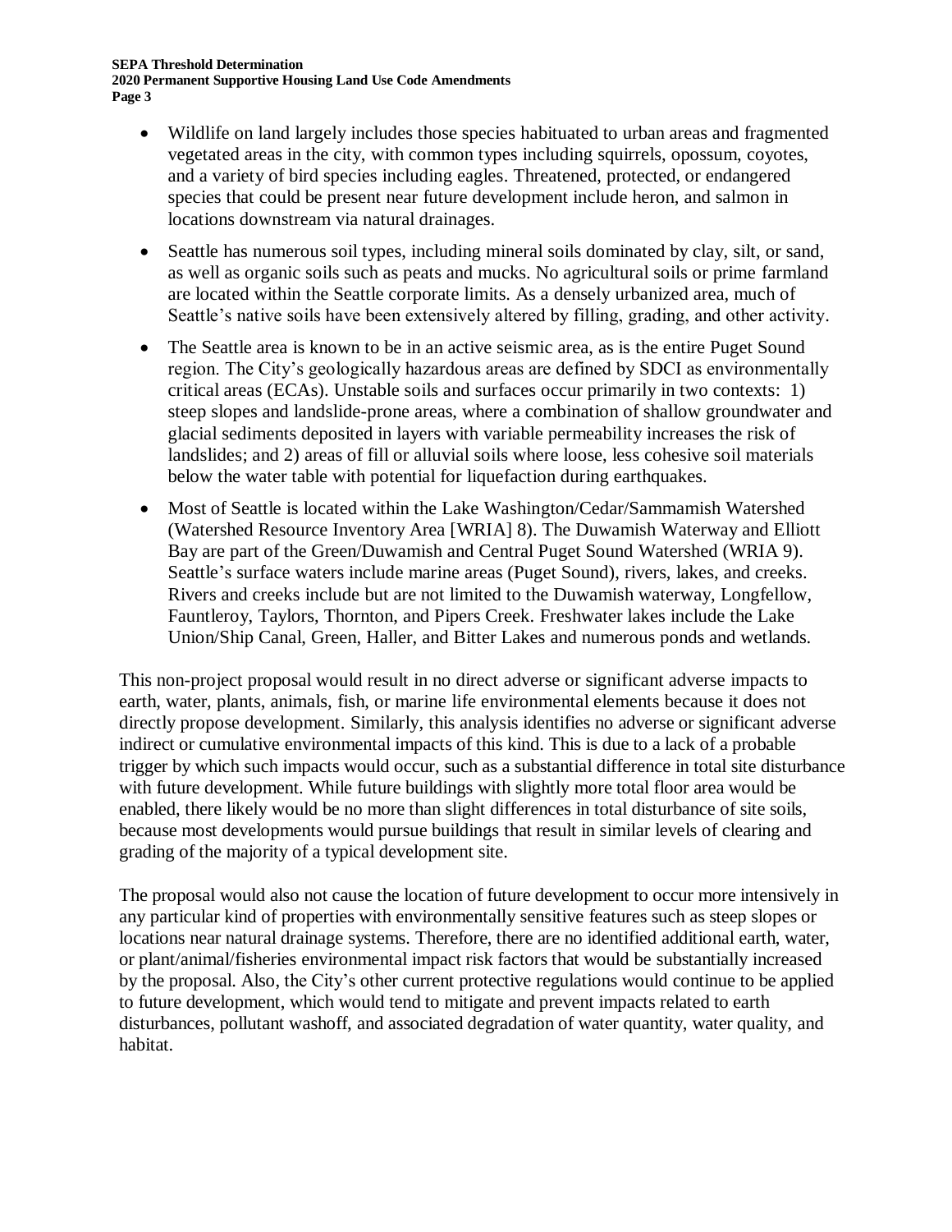- Wildlife on land largely includes those species habituated to urban areas and fragmented vegetated areas in the city, with common types including squirrels, opossum, coyotes, and a variety of bird species including eagles. Threatened, protected, or endangered species that could be present near future development include heron, and salmon in locations downstream via natural drainages.
- Seattle has numerous soil types, including mineral soils dominated by clay, silt, or sand, as well as organic soils such as peats and mucks. No agricultural soils or prime farmland are located within the Seattle corporate limits. As a densely urbanized area, much of Seattle's native soils have been extensively altered by filling, grading, and other activity.
- The Seattle area is known to be in an active seismic area, as is the entire Puget Sound region. The City's geologically hazardous areas are defined by SDCI as environmentally critical areas (ECAs). Unstable soils and surfaces occur primarily in two contexts: 1) steep slopes and landslide-prone areas, where a combination of shallow groundwater and glacial sediments deposited in layers with variable permeability increases the risk of landslides; and 2) areas of fill or alluvial soils where loose, less cohesive soil materials below the water table with potential for liquefaction during earthquakes.
- Most of Seattle is located within the Lake Washington/Cedar/Sammamish Watershed (Watershed Resource Inventory Area [WRIA] 8). The Duwamish Waterway and Elliott Bay are part of the Green/Duwamish and Central Puget Sound Watershed (WRIA 9). Seattle's surface waters include marine areas (Puget Sound), rivers, lakes, and creeks. Rivers and creeks include but are not limited to the Duwamish waterway, Longfellow, Fauntleroy, Taylors, Thornton, and Pipers Creek. Freshwater lakes include the Lake Union/Ship Canal, Green, Haller, and Bitter Lakes and numerous ponds and wetlands.

This non-project proposal would result in no direct adverse or significant adverse impacts to earth, water, plants, animals, fish, or marine life environmental elements because it does not directly propose development. Similarly, this analysis identifies no adverse or significant adverse indirect or cumulative environmental impacts of this kind. This is due to a lack of a probable trigger by which such impacts would occur, such as a substantial difference in total site disturbance with future development. While future buildings with slightly more total floor area would be enabled, there likely would be no more than slight differences in total disturbance of site soils, because most developments would pursue buildings that result in similar levels of clearing and grading of the majority of a typical development site.

The proposal would also not cause the location of future development to occur more intensively in any particular kind of properties with environmentally sensitive features such as steep slopes or locations near natural drainage systems. Therefore, there are no identified additional earth, water, or plant/animal/fisheries environmental impact risk factors that would be substantially increased by the proposal. Also, the City's other current protective regulations would continue to be applied to future development, which would tend to mitigate and prevent impacts related to earth disturbances, pollutant washoff, and associated degradation of water quantity, water quality, and habitat.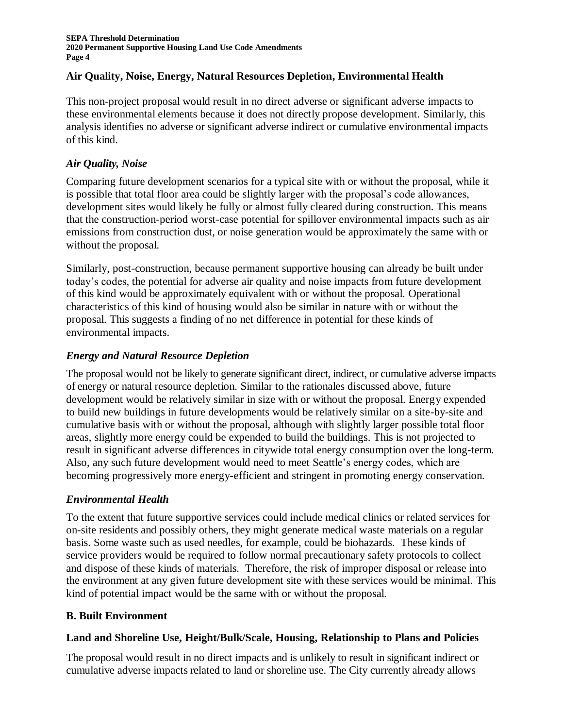### Air Quality, Noise, Energy, Natural Resources Depletion, Environmental Health

This non-project proposal would result in no direct adverse or significant adverse impacts to these environmental elements because it does not directly propose development. Similarly, this analysis identifies no adverse or significant adverse indirect or cumulative environmental impacts of this kind.

#### *Air Quality, Noise*

Comparing future development scenarios for a typical site with or without the proposal, while it is possible that total floor area could be slightly larger with the proposal's code allowances, development sites would likely be fully or almost fully cleared during construction. This means that the construction-period worst-case potential for spillover environmental impacts such as air emissions from construction dust, or noise generation would be approximately the same with or without the proposal.

Similarly, post-construction, because permanent supportive housing can already be built under today's codes, the potential for adverse air quality and noise impacts from future development of this kind would be approximately equivalent with or without the proposal. Operational characteristics of this kind of housing would also be similar in nature with or without the proposal. This suggests a finding of no net difference in potential for these kinds of environmental impacts.

#### *Energy and Natural Resource Depletion*

The proposal would not be likely to generate significant direct, indirect, or cumulative adverse impacts of energy or natural resource depletion. Similar to the rationales discussed above, future development would be relatively similar in size with or without the proposal. Energy expended to build new buildings in future developments would be relatively similar on a site-by-site and cumulative basis with or without the proposal, although with slightly larger possible total floor areas, slightly more energy could be expended to build the buildings. This is not projected to result in significant adverse differences in citywide total energy consumption over the long-term. Also, any such future development would need to meet Seattle's energy codes, which are becoming progressively more energy-efficient and stringent in promoting energy conservation.

#### *Environmental Health*

To the extent that future supportive services could include medical clinics or related services for on-site residents and possibly others, they might generate medical waste materials on a regular basis. Some waste such as used needles, for example, could be biohazards. These kinds of service providers would be required to follow normal precautionary safety protocols to collect and dispose of these kinds of materials. Therefore, the risk of improper disposal or release into the environment at any given future development site with these services would be minimal. This kind of potential impact would be the same with or without the proposal.

## B. Built Environment

### Land and Shoreline Use, Height/Bulk/Scale, Housing, Relationship to Plans and Policies

The proposal would result in no direct impacts and is unlikely to result in significant indirect or cumulative adverse impacts related to land or shoreline use. The City currently already allows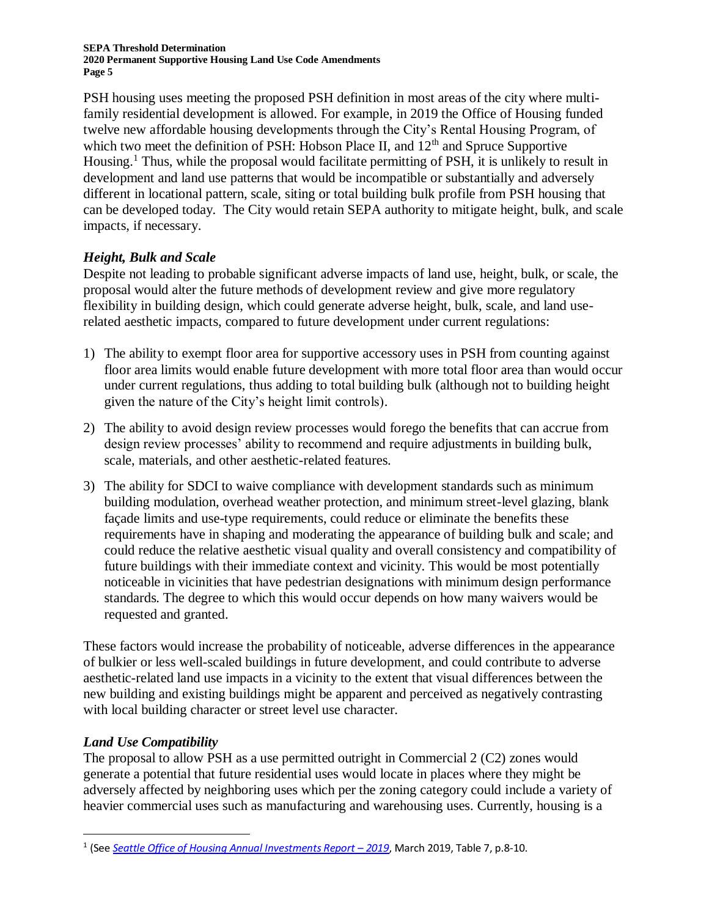PSH housing uses meeting the proposed PSH definition in most areas of the city where multi-family residential development is allowed. For example, in 2019 the Office of Housing funded twelve new affordable housing developments through the City's Rental Housing Program, of which two meet the definition of PSH: Hobson Place II, and 12th and Spruce Supportive Housing.[1] Thus, while the proposal would facilitate permitting of PSH, it is unlikely to result in development and land use patterns that would be incompatible or substantially and adversely different in locational pattern, scale, siting or total building bulk profile from PSH housing that can be developed today. The City would retain SEPA authority to mitigate height, bulk, and scale impacts, if necessary.

### *Height, Bulk and Scale*

Despite not leading to probable significant adverse impacts of land use, height, bulk, or scale, the proposal would alter the future methods of development review and give more regulatory flexibility in building design, which could generate adverse height, bulk, scale, and land use-related aesthetic impacts, compared to future development under current regulations:

1) The ability to exempt floor area for supportive accessory uses in PSH from counting against floor area limits would enable future development with more total floor area than would occur under current regulations, thus adding to total building bulk (although not to building height given the nature of the City's height limit controls).

2) The ability to avoid design review processes would forego the benefits that can accrue from design review processes' ability to recommend and require adjustments in building bulk, scale, materials, and other aesthetic-related features.

3) The ability for SDCI to waive compliance with development standards such as minimum building modulation, overhead weather protection, and minimum street-level glazing, blank façade limits and use-type requirements, could reduce or eliminate the benefits these requirements have in shaping and moderating the appearance of building bulk and scale; and could reduce the relative aesthetic visual quality and overall consistency and compatibility of future buildings with their immediate context and vicinity. This would be most potentially noticeable in vicinities that have pedestrian designations with minimum design performance standards. The degree to which this would occur depends on how many waivers would be requested and granted.

These factors would increase the probability of noticeable, adverse differences in the appearance of bulkier or less well-scaled buildings in future development, and could contribute to adverse aesthetic-related land use impacts in a vicinity to the extent that visual differences between the new building and existing buildings might be apparent and perceived as negatively contrasting with local building character or street level use character.

### *Land Use Compatibility*

The proposal to allow PSH as a use permitted outright in Commercial 2 (C2) zones would generate a potential that future residential uses would locate in places where they might be adversely affected by neighboring uses which per the zoning category could include a variety of heavier commercial uses such as manufacturing and warehousing uses. Currently, housing is a

---

[1] (See *Seattle Office of Housing Annual Investments Report – 2019*, March 2019, Table 7, p.8-10.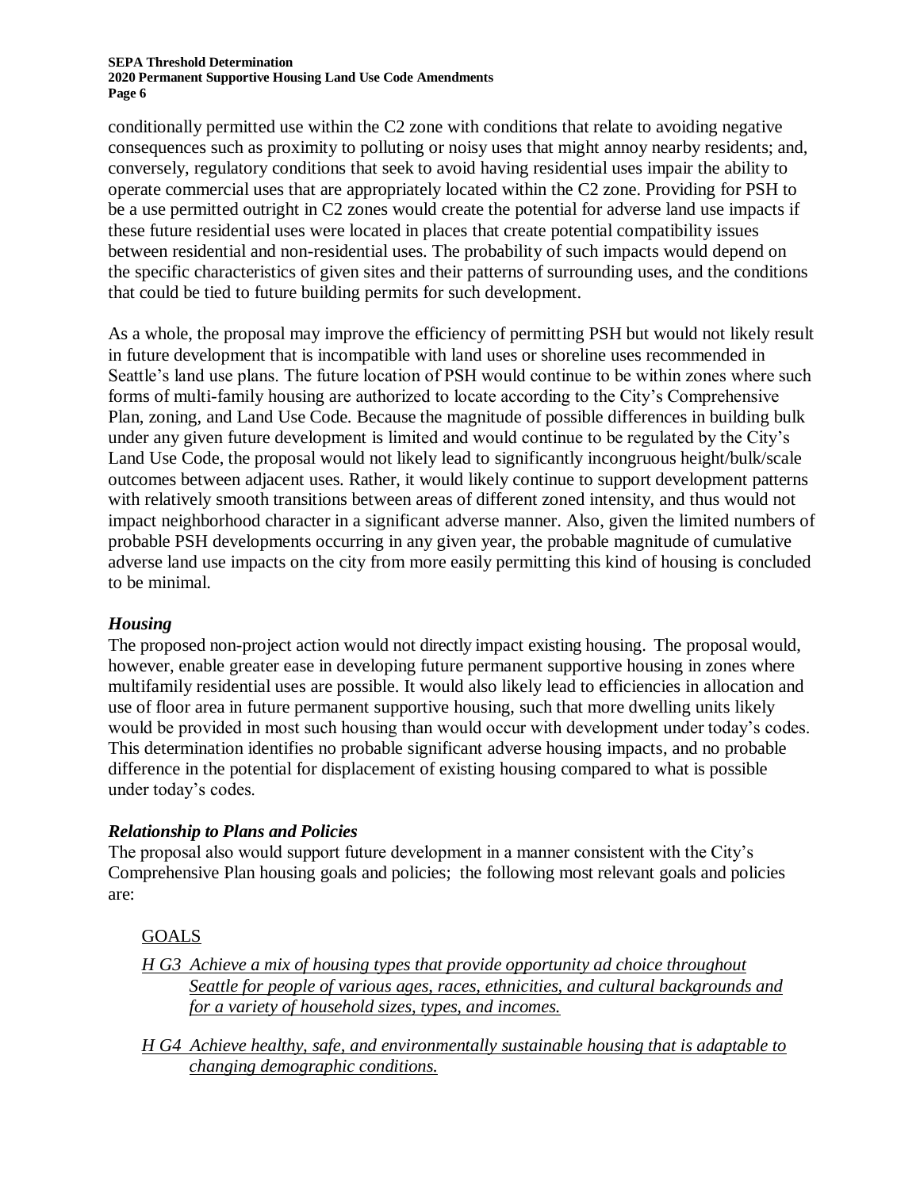conditionally permitted use within the C2 zone with conditions that relate to avoiding negative consequences such as proximity to polluting or noisy uses that might annoy nearby residents; and, conversely, regulatory conditions that seek to avoid having residential uses impair the ability to operate commercial uses that are appropriately located within the C2 zone. Providing for PSH to be a use permitted outright in C2 zones would create the potential for adverse land use impacts if these future residential uses were located in places that create potential compatibility issues between residential and non-residential uses. The probability of such impacts would depend on the specific characteristics of given sites and their patterns of surrounding uses, and the conditions that could be tied to future building permits for such development.

As a whole, the proposal may improve the efficiency of permitting PSH but would not likely result in future development that is incompatible with land uses or shoreline uses recommended in Seattle's land use plans. The future location of PSH would continue to be within zones where such forms of multi-family housing are authorized to locate according to the City's Comprehensive Plan, zoning, and Land Use Code. Because the magnitude of possible differences in building bulk under any given future development is limited and would continue to be regulated by the City's Land Use Code, the proposal would not likely lead to significantly incongruous height/bulk/scale outcomes between adjacent uses. Rather, it would likely continue to support development patterns with relatively smooth transitions between areas of different zoned intensity, and thus would not impact neighborhood character in a significant adverse manner. Also, given the limited numbers of probable PSH developments occurring in any given year, the probable magnitude of cumulative adverse land use impacts on the city from more easily permitting this kind of housing is concluded to be minimal.

### *Housing*

The proposed non-project action would not directly impact existing housing. The proposal would, however, enable greater ease in developing future permanent supportive housing in zones where multifamily residential uses are possible. It would also likely lead to efficiencies in allocation and use of floor area in future permanent supportive housing, such that more dwelling units likely would be provided in most such housing than would occur with development under today's codes. This determination identifies no probable significant adverse housing impacts, and no probable difference in the potential for displacement of existing housing compared to what is possible under today's codes.

### *Relationship to Plans and Policies*

The proposal also would support future development in a manner consistent with the City's Comprehensive Plan housing goals and policies; the following most relevant goals and policies are:

GOALS

*H G3 Achieve a mix of housing types that provide opportunity ad choice throughout Seattle for people of various ages, races, ethnicities, and cultural backgrounds and for a variety of household sizes, types, and incomes.*

*H G4 Achieve healthy, safe, and environmentally sustainable housing that is adaptable to changing demographic conditions.*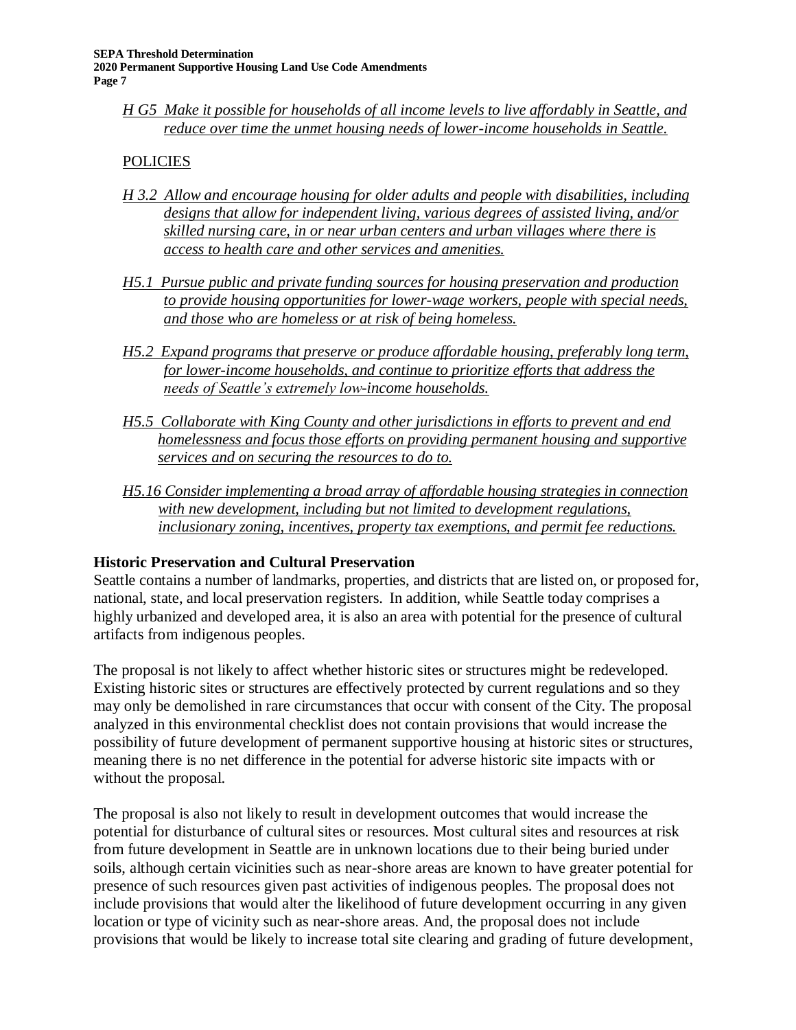*H G5 Make it possible for households of all income levels to live affordably in Seattle, and reduce over time the unmet housing needs of lower-income households in Seattle.*

POLICIES

*H 3.2 Allow and encourage housing for older adults and people with disabilities, including designs that allow for independent living, various degrees of assisted living, and/or skilled nursing care, in or near urban centers and urban villages where there is access to health care and other services and amenities.*

*H5.1 Pursue public and private funding sources for housing preservation and production to provide housing opportunities for lower-wage workers, people with special needs, and those who are homeless or at risk of being homeless.*

*H5.2 Expand programs that preserve or produce affordable housing, preferably long term, for lower-income households, and continue to prioritize efforts that address the needs of Seattle's extremely low-income households.*

*H5.5 Collaborate with King County and other jurisdictions in efforts to prevent and end homelessness and focus those efforts on providing permanent housing and supportive services and on securing the resources to do to.*

*H5.16 Consider implementing a broad array of affordable housing strategies in connection with new development, including but not limited to development regulations, inclusionary zoning, incentives, property tax exemptions, and permit fee reductions.*

### Historic Preservation and Cultural Preservation

Seattle contains a number of landmarks, properties, and districts that are listed on, or proposed for, national, state, and local preservation registers. In addition, while Seattle today comprises a highly urbanized and developed area, it is also an area with potential for the presence of cultural artifacts from indigenous peoples.

The proposal is not likely to affect whether historic sites or structures might be redeveloped. Existing historic sites or structures are effectively protected by current regulations and so they may only be demolished in rare circumstances that occur with consent of the City. The proposal analyzed in this environmental checklist does not contain provisions that would increase the possibility of future development of permanent supportive housing at historic sites or structures, meaning there is no net difference in the potential for adverse historic site impacts with or without the proposal.

The proposal is also not likely to result in development outcomes that would increase the potential for disturbance of cultural sites or resources. Most cultural sites and resources at risk from future development in Seattle are in unknown locations due to their being buried under soils, although certain vicinities such as near-shore areas are known to have greater potential for presence of such resources given past activities of indigenous peoples. The proposal does not include provisions that would alter the likelihood of future development occurring in any given location or type of vicinity such as near-shore areas. And, the proposal does not include provisions that would be likely to increase total site clearing and grading of future development,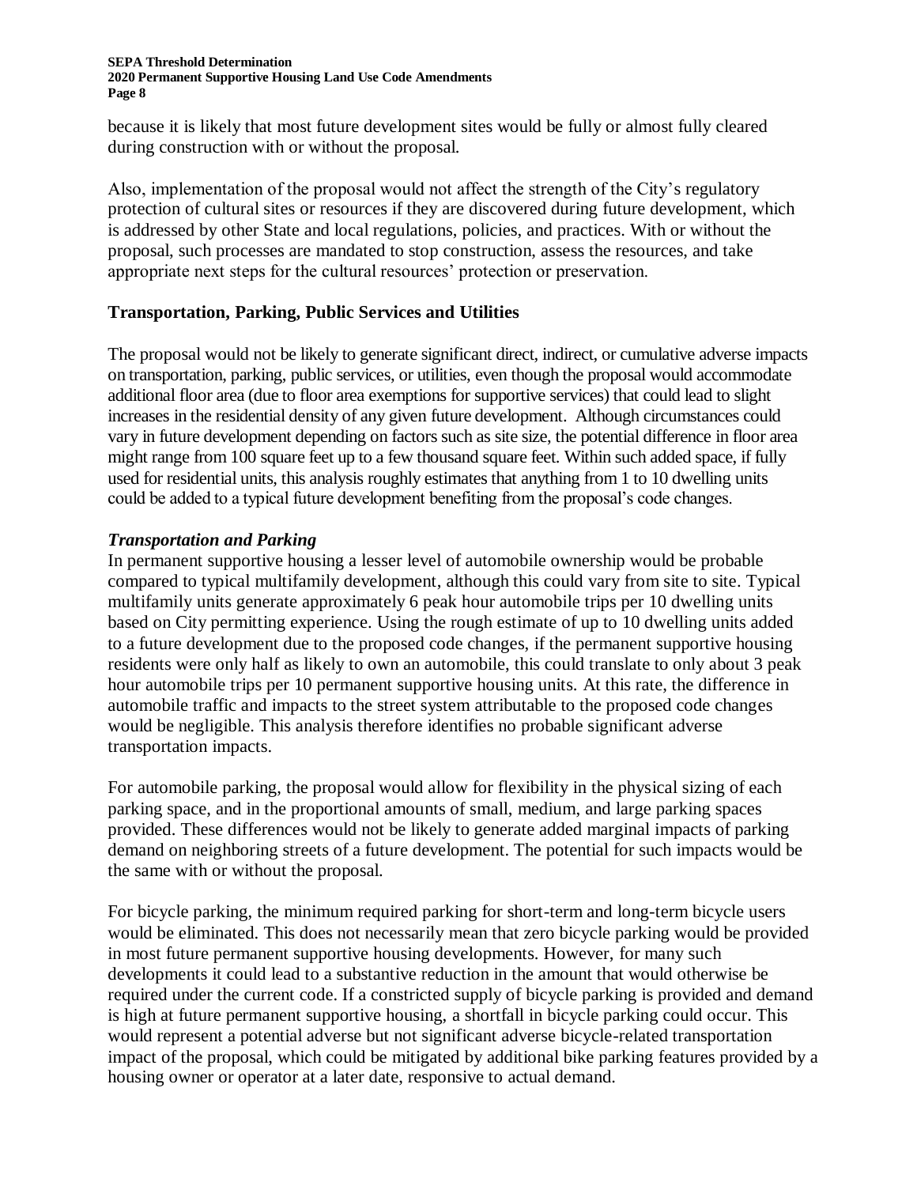because it is likely that most future development sites would be fully or almost fully cleared during construction with or without the proposal.

Also, implementation of the proposal would not affect the strength of the City's regulatory protection of cultural sites or resources if they are discovered during future development, which is addressed by other State and local regulations, policies, and practices. With or without the proposal, such processes are mandated to stop construction, assess the resources, and take appropriate next steps for the cultural resources' protection or preservation.

## Transportation, Parking, Public Services and Utilities

The proposal would not be likely to generate significant direct, indirect, or cumulative adverse impacts on transportation, parking, public services, or utilities, even though the proposal would accommodate additional floor area (due to floor area exemptions for supportive services) that could lead to slight increases in the residential density of any given future development. Although circumstances could vary in future development depending on factors such as site size, the potential difference in floor area might range from 100 square feet up to a few thousand square feet. Within such added space, if fully used for residential units, this analysis roughly estimates that anything from 1 to 10 dwelling units could be added to a typical future development benefiting from the proposal's code changes.

### *Transportation and Parking*

In permanent supportive housing a lesser level of automobile ownership would be probable compared to typical multifamily development, although this could vary from site to site. Typical multifamily units generate approximately 6 peak hour automobile trips per 10 dwelling units based on City permitting experience. Using the rough estimate of up to 10 dwelling units added to a future development due to the proposed code changes, if the permanent supportive housing residents were only half as likely to own an automobile, this could translate to only about 3 peak hour automobile trips per 10 permanent supportive housing units. At this rate, the difference in automobile traffic and impacts to the street system attributable to the proposed code changes would be negligible. This analysis therefore identifies no probable significant adverse transportation impacts.

For automobile parking, the proposal would allow for flexibility in the physical sizing of each parking space, and in the proportional amounts of small, medium, and large parking spaces provided. These differences would not be likely to generate added marginal impacts of parking demand on neighboring streets of a future development. The potential for such impacts would be the same with or without the proposal.

For bicycle parking, the minimum required parking for short-term and long-term bicycle users would be eliminated. This does not necessarily mean that zero bicycle parking would be provided in most future permanent supportive housing developments. However, for many such developments it could lead to a substantive reduction in the amount that would otherwise be required under the current code. If a constricted supply of bicycle parking is provided and demand is high at future permanent supportive housing, a shortfall in bicycle parking could occur. This would represent a potential adverse but not significant adverse bicycle-related transportation impact of the proposal, which could be mitigated by additional bike parking features provided by a housing owner or operator at a later date, responsive to actual demand.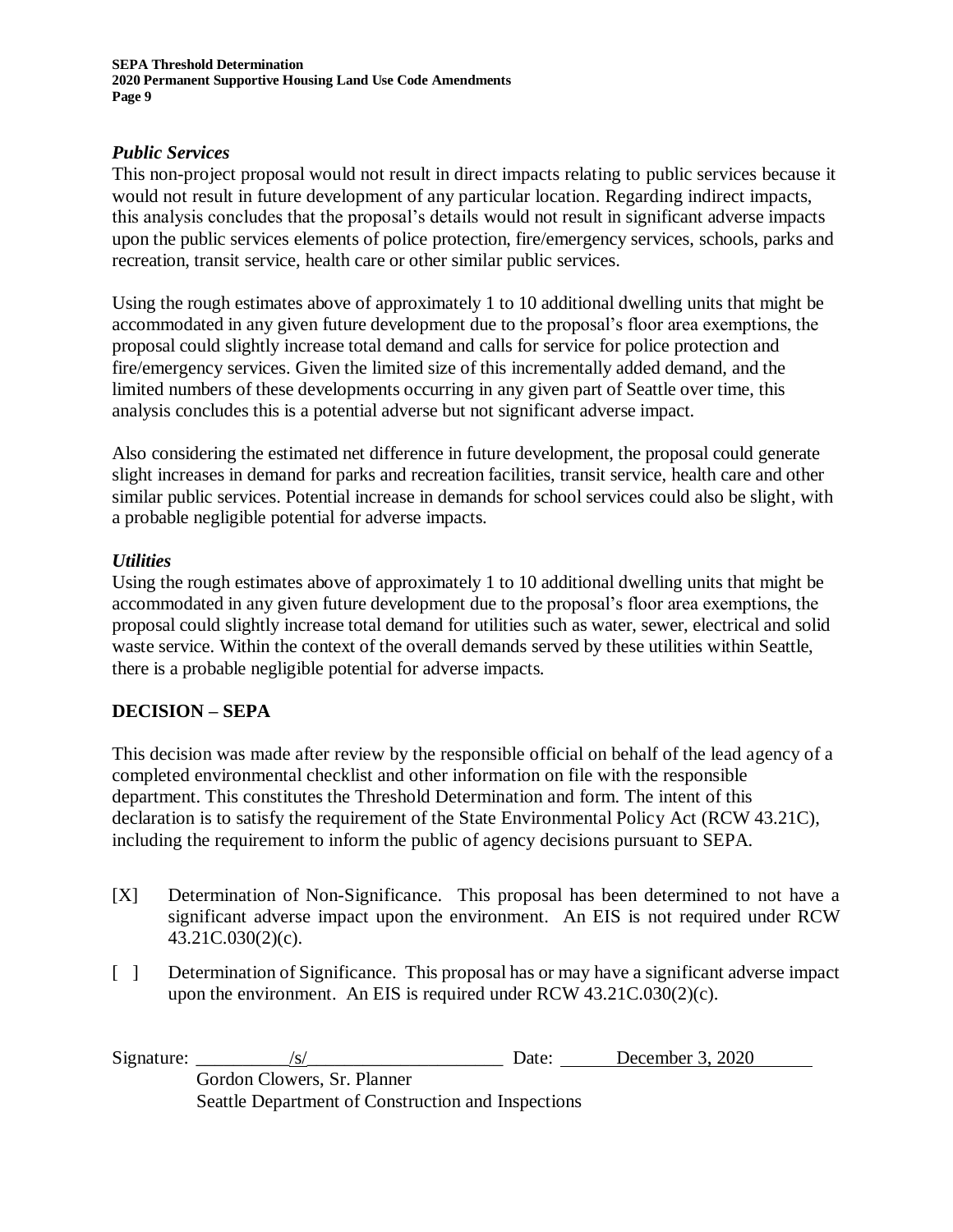### *Public Services*

This non-project proposal would not result in direct impacts relating to public services because it would not result in future development of any particular location. Regarding indirect impacts, this analysis concludes that the proposal's details would not result in significant adverse impacts upon the public services elements of police protection, fire/emergency services, schools, parks and recreation, transit service, health care or other similar public services.

Using the rough estimates above of approximately 1 to 10 additional dwelling units that might be accommodated in any given future development due to the proposal's floor area exemptions, the proposal could slightly increase total demand and calls for service for police protection and fire/emergency services. Given the limited size of this incrementally added demand, and the limited numbers of these developments occurring in any given part of Seattle over time, this analysis concludes this is a potential adverse but not significant adverse impact.

Also considering the estimated net difference in future development, the proposal could generate slight increases in demand for parks and recreation facilities, transit service, health care and other similar public services. Potential increase in demands for school services could also be slight, with a probable negligible potential for adverse impacts.

### *Utilities*

Using the rough estimates above of approximately 1 to 10 additional dwelling units that might be accommodated in any given future development due to the proposal's floor area exemptions, the proposal could slightly increase total demand for utilities such as water, sewer, electrical and solid waste service. Within the context of the overall demands served by these utilities within Seattle, there is a probable negligible potential for adverse impacts.

## DECISION – SEPA

This decision was made after review by the responsible official on behalf of the lead agency of a completed environmental checklist and other information on file with the responsible department. This constitutes the Threshold Determination and form. The intent of this declaration is to satisfy the requirement of the State Environmental Policy Act (RCW 43.21C), including the requirement to inform the public of agency decisions pursuant to SEPA.

[X] Determination of Non-Significance. This proposal has been determined to not have a significant adverse impact upon the environment. An EIS is not required under RCW 43.21C.030(2)(c).

[ ] Determination of Significance. This proposal has or may have a significant adverse impact upon the environment. An EIS is required under RCW 43.21C.030(2)(c).

Signature: /s/ Date: December 3, 2020

Gordon Clowers, Sr. Planner
Seattle Department of Construction and Inspections